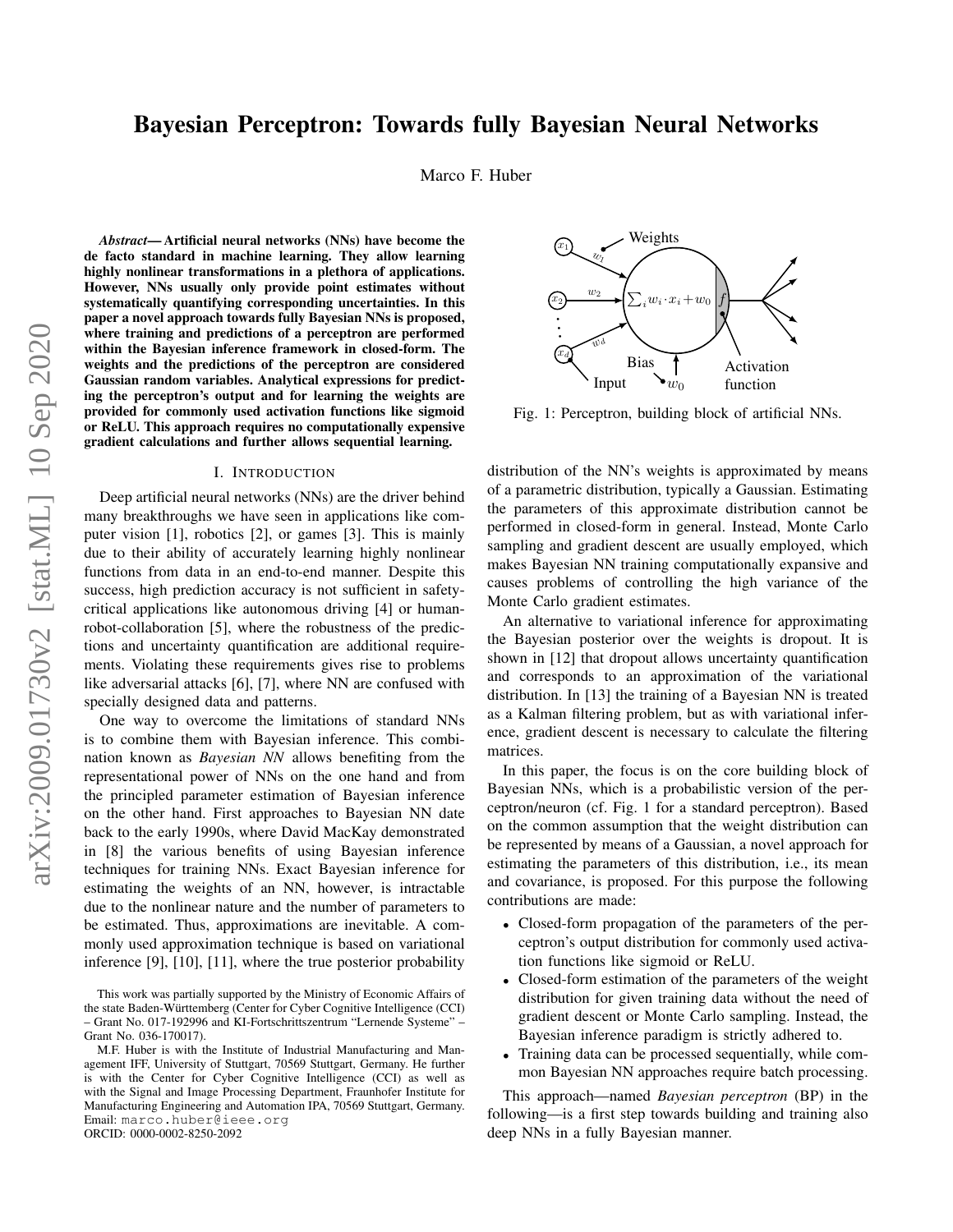# Bayesian Perceptron: Towards fully Bayesian Neural Networks

Marco F. Huber

***Abstract*— Artificial neural networks (NNs) have become the de facto standard in machine learning. They allow learning highly nonlinear transformations in a plethora of applications. However, NNs usually only provide point estimates without systematically quantifying corresponding uncertainties. In this paper a novel approach towards fully Bayesian NNs is proposed, where training and predictions of a perceptron are performed within the Bayesian inference framework in closed-form. The weights and the predictions of the perceptron are considered Gaussian random variables. Analytical expressions for predicting the perceptron's output and for learning the weights are provided for commonly used activation functions like sigmoid or ReLU. This approach requires no computationally expensive gradient calculations and further allows sequential learning.**

## I. Introduction

Deep artificial neural networks (NNs) are the driver behind many breakthroughs we have seen in applications like computer vision [1], robotics [2], or games [3]. This is mainly due to their ability of accurately learning highly nonlinear functions from data in an end-to-end manner. Despite this success, high prediction accuracy is not sufficient in safety-critical applications like autonomous driving [4] or human-robot-collaboration [5], where the robustness of the predictions and uncertainty quantification are additional requirements. Violating these requirements gives rise to problems like adversarial attacks [6], [7], where NN are confused with specially designed data and patterns.

One way to overcome the limitations of standard NNs is to combine them with Bayesian inference. This combination known as *Bayesian NN* allows benefiting from the representational power of NNs on the one hand and from the principled parameter estimation of Bayesian inference on the other hand. First approaches to Bayesian NN date back to the early 1990s, where David MacKay demonstrated in [8] the various benefits of using Bayesian inference techniques for training NNs. Exact Bayesian inference for estimating the weights of an NN, however, is intractable due to the nonlinear nature and the number of parameters to be estimated. Thus, approximations are inevitable. A commonly used approximation technique is based on variational inference [9], [10], [11], where the true posterior probability distribution of the NN's weights is approximated by means of a parametric distribution, typically a Gaussian. Estimating the parameters of this approximate distribution cannot be performed in closed-form in general. Instead, Monte Carlo sampling and gradient descent are usually employed, which makes Bayesian NN training computationally expansive and causes problems of controlling the high variance of the Monte Carlo gradient estimates.

An alternative to variational inference for approximating the Bayesian posterior over the weights is dropout. It is shown in [12] that dropout allows uncertainty quantification and corresponds to an approximation of the variational distribution. In [13] the training of a Bayesian NN is treated as a Kalman filtering problem, but as with variational inference, gradient descent is necessary to calculate the filtering matrices.

In this paper, the focus is on the core building block of Bayesian NNs, which is a probabilistic version of the perceptron/neuron (cf. Fig. 1 for a standard perceptron). Based on the common assumption that the weight distribution can be represented by means of a Gaussian, a novel approach for estimating the parameters of this distribution, i.e., its mean and covariance, is proposed. For this purpose the following contributions are made:

- Closed-form propagation of the parameters of the perceptron's output distribution for commonly used activation functions like sigmoid or ReLU.
- Closed-form estimation of the parameters of the weight distribution for given training data without the need of gradient descent or Monte Carlo sampling. Instead, the Bayesian inference paradigm is strictly adhered to.
- Training data can be processed sequentially, while common Bayesian NN approaches require batch processing.

This approach—named *Bayesian perceptron* (BP) in the following—is a first step towards building and training also deep NNs in a fully Bayesian manner.

Fig. 1: Perceptron, building block of artificial NNs.

This work was partially supported by the Ministry of Economic Affairs of the state Baden-Württemberg (Center for Cyber Cognitive Intelligence (CCI) – Grant No. 017-192996 and KI-Fortschrittszentrum "Lernende Systeme" – Grant No. 036-170017).

M.F. Huber is with the Institute of Industrial Manufacturing and Management IFF, University of Stuttgart, 70569 Stuttgart, Germany. He further is with the Center for Cyber Cognitive Intelligence (CCI) as well as with the Signal and Image Processing Department, Fraunhofer Institute for Manufacturing Engineering and Automation IPA, 70569 Stuttgart, Germany. Email: marco.huber@ieee.org
ORCID: 0000-0002-8250-2092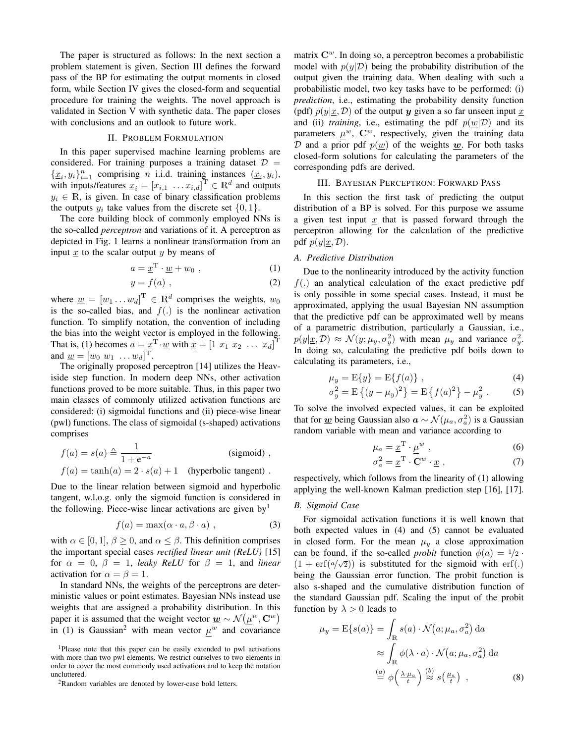The paper is structured as follows: In the next section a problem statement is given. Section III defines the forward pass of the BP for estimating the output moments in closed form, while Section IV gives the closed-form and sequential procedure for training the weights. The novel approach is validated in Section V with synthetic data. The paper closes with conclusions and an outlook to future work.

## II. Problem Formulation

In this paper supervised machine learning problems are considered. For training purposes a training dataset $\mathcal{D} = \{\underline{x}_i, y_i\}_{i=1}^n$ comprising $n$ i.i.d. training instances $(\underline{x}_i, y_i)$, with inputs/features $\underline{x}_i = [x_{i,1} \ \ldots x_{i,d}]^{\mathrm{T}} \in \mathbb{R}^d$ and outputs $y_i \in \mathbb{R}$, is given. In case of binary classification problems the outputs $y_i$ take values from the discrete set $\{0, 1\}$.

The core building block of commonly employed NNs is the so-called *perceptron* and variations of it. A perceptron as depicted in Fig. 1 learns a nonlinear transformation from an input $\underline{x}$ to the scalar output $y$ by means of

$$a = \underline{x}^{\mathrm{T}} \cdot \underline{w} + w_0 \ , \tag{1}$$

$$y = f(a) \ , \tag{2}$$

where $\underline{w} = [w_1 \ldots w_d]^{\mathrm{T}} \in \mathbb{R}^d$ comprises the weights, $w_0$ is the so-called bias, and $f(.)$ is the nonlinear activation function. To simplify notation, the convention of including the bias into the weight vector is employed in the following. That is, (1) becomes $a = \underline{x}^{\mathrm{T}} \cdot \underline{w}$ with $\underline{x} = [1 \ x_1 \ x_2 \ \ldots \ x_d]^{\mathrm{T}}$ and $\underline{w} = [w_0 \ w_1 \ \ldots w_d]^{\mathrm{T}}$.

The originally proposed perceptron [14] utilizes the Heaviside step function. In modern deep NNs, other activation functions proved to be more suitable. Thus, in this paper two main classes of commonly utilized activation functions are considered: (i) sigmoidal functions and (ii) piece-wise linear (pwl) functions. The class of sigmoidal (s-shaped) activations comprises

$$f(a) = s(a) \triangleq \frac{1}{1 + \mathrm{e}^{-a}} \qquad \text{(sigmoid)} \ ,$$

$$f(a) = \tanh(a) = 2 \cdot s(a) + 1 \quad \text{(hyperbolic tangent)} \ .$$

Due to the linear relation between sigmoid and hyperbolic tangent, w.l.o.g. only the sigmoid function is considered in the following. Piece-wise linear activations are given by[1]

$$f(a) = \max(\alpha \cdot a, \beta \cdot a) \ , \tag{3}$$

with $\alpha \in [0, 1]$, $\beta \geq 0$, and $\alpha \leq \beta$. This definition comprises the important special cases *rectified linear unit (ReLU)* [15] for $\alpha = 0$, $\beta = 1$, *leaky ReLU* for $\beta = 1$, and *linear* activation for $\alpha = \beta = 1$.

In standard NNs, the weights of the perceptrons are deterministic values or point estimates. Bayesian NNs instead use weights that are assigned a probability distribution. In this paper it is assumed that the weight vector $\underline{\boldsymbol{w}} \sim \mathcal{N}(\underline{\mu}^w, \mathbf{C}^w)$ in (1) is Gaussian[2] with mean vector $\underline{\mu}^w$ and covariance matrix $\mathbf{C}^w$. In doing so, a perceptron becomes a probabilistic model with $p(y|\mathcal{D})$ being the probability distribution of the output given the training data. When dealing with such a probabilistic model, two key tasks have to be performed: (i) *prediction*, i.e., estimating the probability density function (pdf) $p(y|\underline{x}, \mathcal{D})$ of the output $\boldsymbol{y}$ given a so far unseen input $\underline{x}$ and (ii) *training*, i.e., estimating the pdf $p(\underline{w}|\mathcal{D})$ and its parameters $\underline{\mu}^w$, $\mathbf{C}^w$, respectively, given the training data $\mathcal{D}$ and a prior pdf $p(\underline{w})$ of the weights $\underline{\boldsymbol{w}}$. For both tasks closed-form solutions for calculating the parameters of the corresponding pdfs are derived.

## III. Bayesian Perceptron: Forward Pass

In this section the first task of predicting the output distribution of a BP is solved. For this purpose we assume a given test input $\underline{x}$ that is passed forward through the perceptron allowing for the calculation of the predictive pdf $p(y|\underline{x}, \mathcal{D})$.

### A. Predictive Distribution

Due to the nonlinearity introduced by the activity function $f(.)$ an analytical calculation of the exact predictive pdf is only possible in some special cases. Instead, it must be approximated, applying the usual Bayesian NN assumption that the predictive pdf can be approximated well by means of a parametric distribution, particularly a Gaussian, i.e., $p(y|\underline{x}, \mathcal{D}) \approx \mathcal{N}(y; \mu_y, \sigma_y^2)$ with mean $\mu_y$ and variance $\sigma_y^2$. In doing so, calculating the predictive pdf boils down to calculating its parameters, i.e.,

$$\mu_y = \mathrm{E}\{y\} = \mathrm{E}\{f(a)\} \ , \tag{4}$$

$$\sigma_y^2 = \mathrm{E}\left\{(y - \mu_y)^2\right\} = \mathrm{E}\left\{f(a)^2\right\} - \mu_y^2 \ . \tag{5}$$

To solve the involved expected values, it can be exploited that for $\underline{\boldsymbol{w}}$ being Gaussian also $\boldsymbol{a} \sim \mathcal{N}(\mu_a, \sigma_a^2)$ is a Gaussian random variable with mean and variance according to

$$\mu_a = \underline{x}^{\mathrm{T}} \cdot \underline{\mu}^w \ , \tag{6}$$

$$\sigma_a^2 = \underline{x}^{\mathrm{T}} \cdot \mathbf{C}^w \cdot \underline{x} \ , \tag{7}$$

respectively, which follows from the linearity of (1) allowing applying the well-known Kalman prediction step [16], [17].

### B. Sigmoid Case

For sigmoidal activation functions it is well known that both expected values in (4) and (5) cannot be evaluated in closed form. For the mean $\mu_y$ a close approximation can be found, if the so-called *probit* function $\phi(a) = 1/2 \cdot (1 + \mathrm{erf}(a/\sqrt{2}))$ is substituted for the sigmoid with $\mathrm{erf}(.)$ being the Gaussian error function. The probit function is also s-shaped and the cumulative distribution function of the standard Gaussian pdf. Scaling the input of the probit function by $\lambda > 0$ leads to

$$\begin{aligned}
\mu_y = \mathrm{E}\{s(a)\} &= \int_{\mathbb{R}} s(a) \cdot \mathcal{N}(a; \mu_a, \sigma_a^2) \, \mathrm{d}a \\
&\approx \int_{\mathbb{R}} \phi(\lambda \cdot a) \cdot \mathcal{N}(a; \mu_a, \sigma_a^2) \, \mathrm{d}a \\
&\overset{(a)}{=} \phi\left(\tfrac{\lambda \cdot \mu_a}{t}\right) \overset{(b)}{\approx} s\left(\tfrac{\mu_a}{t}\right) \ ,
\end{aligned} \tag{8}$$

[1]Please note that this paper can be easily extended to pwl activations with more than two pwl elements. We restrict ourselves to two elements in order to cover the most commonly used activations and to keep the notation uncluttered.

[2]Random variables are denoted by lower-case bold letters.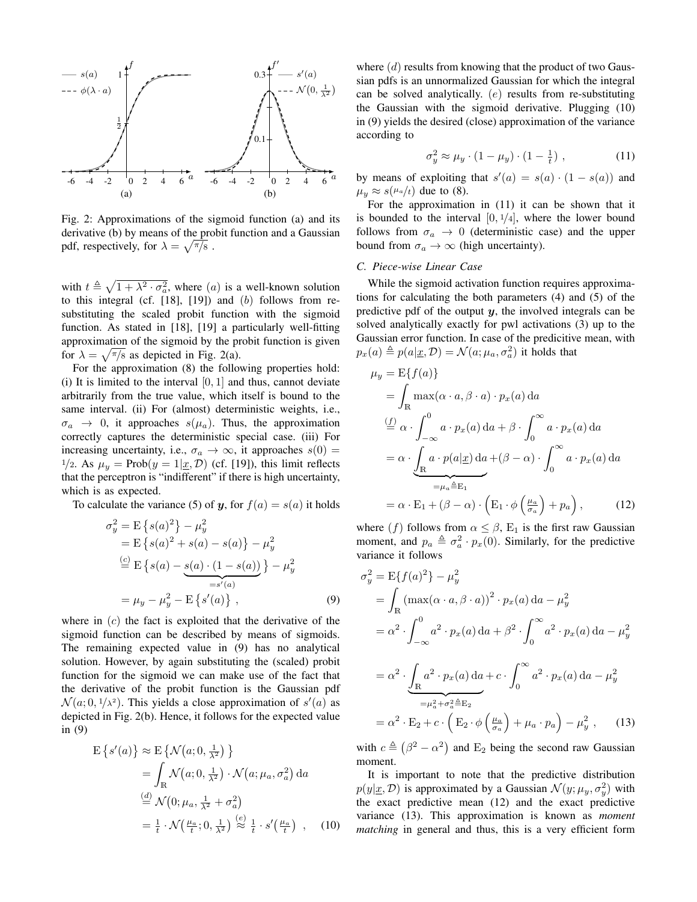Fig. 2: Approximations of the sigmoid function (a) and its derivative (b) by means of the probit function and a Gaussian pdf, respectively, for $\lambda = \sqrt{\pi/8}$ .

with $t \triangleq \sqrt{1 + \lambda^2 \cdot \sigma_a^2}$, where $(a)$ is a well-known solution to this integral (cf. [18], [19]) and $(b)$ follows from re-substituting the scaled probit function with the sigmoid function. As stated in [18], [19] a particularly well-fitting approximation of the sigmoid by the probit function is given for $\lambda = \sqrt{\pi/8}$ as depicted in Fig. 2(a).

For the approximation (8) the following properties hold: (i) It is limited to the interval $[0, 1]$ and thus, cannot deviate arbitrarily from the true value, which itself is bound to the same interval. (ii) For (almost) deterministic weights, i.e., $\sigma_a \to 0$, it approaches $s(\mu_a)$. Thus, the approximation correctly captures the deterministic special case. (iii) For increasing uncertainty, i.e., $\sigma_a \to \infty$, it approaches $s(0) = 1/2$. As $\mu_y = \text{Prob}(y = 1|\underline{x}, \mathcal{D})$ (cf. [19]), this limit reflects that the perceptron is "indifferent" if there is high uncertainty, which is as expected.

To calculate the variance (5) of $\boldsymbol{y}$, for $f(a) = s(a)$ it holds

$$
\begin{aligned}
\sigma_y^2 &= \mathrm{E}\left\{s(a)^2\right\} - \mu_y^2 \\
&= \mathrm{E}\left\{s(a)^2 + s(a) - s(a)\right\} - \mu_y^2 \\
&\overset{(c)}{=} \mathrm{E}\Big\{s(a) - \underbrace{s(a)\cdot(1 - s(a))}_{=s'(a)}\Big\} - \mu_y^2 \\
&= \mu_y - \mu_y^2 - \mathrm{E}\left\{s'(a)\right\} , \qquad (9)
\end{aligned}
$$

where in $(c)$ the fact is exploited that the derivative of the sigmoid function can be described by means of sigmoids. The remaining expected value in (9) has no analytical solution. However, by again substituting the (scaled) probit function for the sigmoid we can make use of the fact that the derivative of the probit function is the Gaussian pdf $\mathcal{N}(a; 0, 1/\lambda^2)$. This yields a close approximation of $s'(a)$ as depicted in Fig. 2(b). Hence, it follows for the expected value in (9)

$$
\begin{aligned}
\mathrm{E}\left\{s'(a)\right\} &\approx \mathrm{E}\left\{\mathcal{N}\big(a; 0, \tfrac{1}{\lambda^2}\big)\right\} \\
&= \int_{\mathbb{R}} \mathcal{N}\big(a; 0, \tfrac{1}{\lambda^2}\big)\cdot \mathcal{N}\big(a; \mu_a, \sigma_a^2\big)\,\mathrm{d}a \\
&\overset{(d)}{=} \mathcal{N}\big(0; \mu_a, \tfrac{1}{\lambda^2} + \sigma_a^2\big) \\
&= \tfrac{1}{t}\cdot \mathcal{N}\big(\tfrac{\mu_a}{t}; 0, \tfrac{1}{\lambda^2}\big) \overset{(e)}{\approx} \tfrac{1}{t}\cdot s'\big(\tfrac{\mu_a}{t}\big) \ , \qquad (10)
\end{aligned}
$$

where $(d)$ results from knowing that the product of two Gaussian pdfs is an unnormalized Gaussian for which the integral can be solved analytically. $(e)$ results from re-substituting the Gaussian with the sigmoid derivative. Plugging (10) in (9) yields the desired (close) approximation of the variance according to

$$
\sigma_y^2 \approx \mu_y \cdot (1 - \mu_y) \cdot (1 - \tfrac{1}{t}) \ , \qquad (11)
$$

by means of exploiting that $s'(a) = s(a) \cdot (1 - s(a))$ and $\mu_y \approx s(\mu_a/t)$ due to (8).

For the approximation in (11) it can be shown that it is bounded to the interval $[0, 1/4]$, where the lower bound follows from $\sigma_a \to 0$ (deterministic case) and the upper bound from $\sigma_a \to \infty$ (high uncertainty).

### C. Piece-wise Linear Case

While the sigmoid activation function requires approximations for calculating the both parameters (4) and (5) of the predictive pdf of the output $\boldsymbol{y}$, the involved integrals can be solved analytically exactly for pwl activations (3) up to the Gaussian error function. In case of the predicitive mean, with $p_x(a) \triangleq p(a|\underline{x}, \mathcal{D}) = \mathcal{N}(a; \mu_a, \sigma_a^2)$ it holds that

$$
\begin{aligned}
\mu_y &= \mathrm{E}\{f(a)\} \\
&= \int_{\mathbb{R}} \max(\alpha\cdot a, \beta\cdot a)\cdot p_x(a)\,\mathrm{d}a \\
&\overset{(f)}{=} \alpha\cdot\int_{-\infty}^{0} a\cdot p_x(a)\,\mathrm{d}a + \beta\cdot\int_{0}^{\infty} a\cdot p_x(a)\,\mathrm{d}a \\
&= \alpha\cdot\underbrace{\int_{\mathbb{R}} a\cdot p(a|\underline{x})\,\mathrm{d}a}_{=\mu_a \triangleq \mathrm{E}_1} + (\beta - \alpha)\cdot\int_{0}^{\infty} a\cdot p_x(a)\,\mathrm{d}a \\
&= \alpha\cdot \mathrm{E}_1 + (\beta - \alpha)\cdot\Big(\mathrm{E}_1\cdot\phi\Big(\tfrac{\mu_a}{\sigma_a}\Big) + p_a\Big) , \qquad (12)
\end{aligned}
$$

where $(f)$ follows from $\alpha \le \beta$, $\mathrm{E}_1$ is the first raw Gaussian moment, and $p_a \triangleq \sigma_a^2 \cdot p_x(0)$. Similarly, for the predictive variance it follows

$$
\begin{aligned}
\sigma_y^2 &= \mathrm{E}\{f(a)^2\} - \mu_y^2 \\
&= \int_{\mathbb{R}} \big(\max(\alpha\cdot a, \beta\cdot a)\big)^2\cdot p_x(a)\,\mathrm{d}a - \mu_y^2 \\
&= \alpha^2\cdot\int_{-\infty}^{0} a^2\cdot p_x(a)\,\mathrm{d}a + \beta^2\cdot\int_{0}^{\infty} a^2\cdot p_x(a)\,\mathrm{d}a - \mu_y^2 \\
&= \alpha^2\cdot\underbrace{\int_{\mathbb{R}} a^2\cdot p_x(a)\,\mathrm{d}a}_{=\mu_a^2+\sigma_a^2 \triangleq \mathrm{E}_2} + c\cdot\int_{0}^{\infty} a^2\cdot p_x(a)\,\mathrm{d}a - \mu_y^2 \\
&= \alpha^2\cdot \mathrm{E}_2 + c\cdot\Big(\mathrm{E}_2\cdot\phi\Big(\tfrac{\mu_a}{\sigma_a}\Big) + \mu_a\cdot p_a\Big) - \mu_y^2 \ , \qquad (13)
\end{aligned}
$$

with $c \triangleq \left(\beta^2 - \alpha^2\right)$ and $\mathrm{E}_2$ being the second raw Gaussian moment.

It is important to note that the predictive distribution $p(y|\underline{x}, \mathcal{D})$ is approximated by a Gaussian $\mathcal{N}(y; \mu_y, \sigma_y^2)$ with the exact predictive mean (12) and the exact predictive variance (13). This approximation is known as *moment matching* in general and thus, this is a very efficient form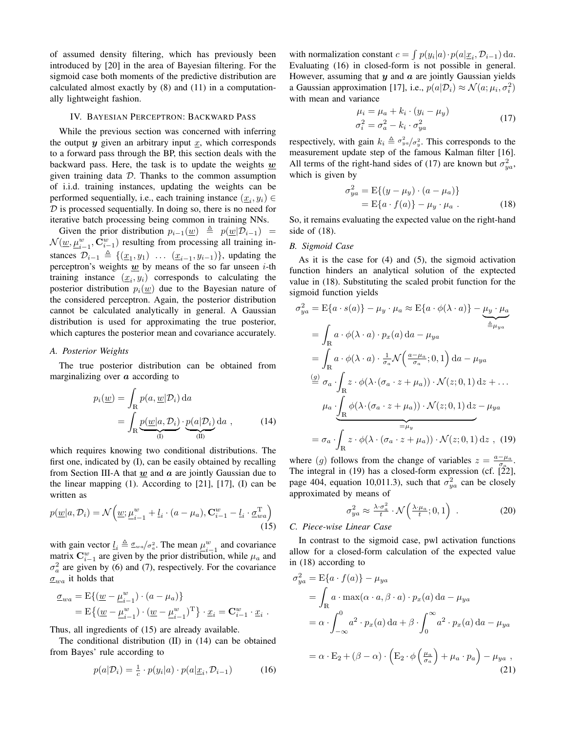of assumed density filtering, which has previously been introduced by [20] in the area of Bayesian filtering. For the sigmoid case both moments of the predictive distribution are calculated almost exactly by (8) and (11) in a computationally lightweight fashion.

## IV. Bayesian Perceptron: Backward Pass

While the previous section was concerned with inferring the output $\boldsymbol{y}$ given an arbitrary input $\underline{x}$, which corresponds to a forward pass through the BP, this section deals with the backward pass. Here, the task is to update the weights $\underline{\boldsymbol{w}}$ given training data $\mathcal{D}$. Thanks to the common assumption of i.i.d. training instances, updating the weights can be performed sequentially, i.e., each training instance $(\underline{x}_i, y_i) \in \mathcal{D}$ is processed sequentially. In doing so, there is no need for iterative batch processing being common in training NNs.

Given the prior distribution $p_{i-1}(\underline{w}) \triangleq p(\underline{w}|\mathcal{D}_{i-1}) = \mathcal{N}(\underline{w}, \underline{\mu}_{i-1}^w, \mathbf{C}_{i-1}^w)$ resulting from processing all training instances $\mathcal{D}_{i-1} \triangleq \{(\underline{x}_1, y_1) \ \ldots \ (\underline{x}_{i-1}, y_{i-1})\}$, updating the perceptron's weights $\underline{\boldsymbol{w}}$ by means of the so far unseen $i$-th training instance $(\underline{x}_i, y_i)$ corresponds to calculating the posterior distribution $p_i(\underline{w})$ due to the Bayesian nature of the considered perceptron. Again, the posterior distribution cannot be calculated analytically in general. A Gaussian distribution is used for approximating the true posterior, which captures the posterior mean and covariance accurately.

### A. Posterior Weights

The true posterior distribution can be obtained from marginalizing over $\boldsymbol{a}$ according to

$$
\begin{aligned}
p_i(\underline{w}) &= \int_{\mathbb{R}} p(a, \underline{w}|\mathcal{D}_i)\,\mathrm{d}a \\
&= \int_{\mathbb{R}} \underbrace{p(\underline{w}|a, \mathcal{D}_i)}_{\text{(I)}} \cdot \underbrace{p(a|\mathcal{D}_i)}_{\text{(II)}}\,\mathrm{d}a \ , 
\end{aligned} \tag{14}
$$

which requires knowing two conditional distributions. The first one, indicated by (I), can be easily obtained by recalling from Section III-A that $\underline{\boldsymbol{w}}$ and $\boldsymbol{a}$ are jointly Gaussian due to the linear mapping (1). According to [21], [17], (I) can be written as

$$
p(\underline{w}|a, \mathcal{D}_i) = \mathcal{N}\Big(\underline{w}; \underline{\mu}_{i-1}^w + \underline{l}_i \cdot (a - \mu_a), \mathbf{C}_{i-1}^w - \underline{l}_i \cdot \underline{\sigma}_{wa}^{\mathrm{T}}\Big) \tag{15}
$$

with gain vector $\underline{l}_i \triangleq \underline{\sigma}_{wa}/\sigma_a^2$. The mean $\underline{\mu}_{i-1}^w$ and covariance matrix $\mathbf{C}_{i-1}^w$ are given by the prior distribution, while $\mu_a$ and $\sigma_a^2$ are given by (6) and (7), respectively. For the covariance $\underline{\sigma}_{wa}$ it holds that

$$
\begin{aligned}
\underline{\sigma}_{wa} &= \mathrm{E}\{(\underline{w} - \underline{\mu}_{i-1}^w) \cdot (a - \mu_a)\} \\
&= \mathrm{E}\big\{(\underline{w} - \underline{\mu}_{i-1}^w) \cdot (\underline{w} - \underline{\mu}_{i-1}^w)^{\mathrm{T}}\big\} \cdot \underline{x}_i = \mathbf{C}_{i-1}^w \cdot \underline{x}_i \ .
\end{aligned}
$$

Thus, all ingredients of (15) are already available.

The conditional distribution (II) in (14) can be obtained from Bayes' rule according to

$$
p(a|\mathcal{D}_i) = \tfrac{1}{c} \cdot p(y_i|a) \cdot p(a|\underline{x}_i, \mathcal{D}_{i-1}) \tag{16}
$$

with normalization constant $c = \int p(y_i|a) \cdot p(a|\underline{x}_i, \mathcal{D}_{i-1})\,\mathrm{d}a$. Evaluating (16) in closed-form is not possible in general. However, assuming that $\boldsymbol{y}$ and $\boldsymbol{a}$ are jointly Gaussian yields a Gaussian approximation [17], i.e., $p(a|\mathcal{D}_i) \approx \mathcal{N}(a; \mu_i, \sigma_i^2)$ with mean and variance

$$
\begin{aligned}
\mu_i &= \mu_a + k_i \cdot (y_i - \mu_y) \\
\sigma_i^2 &= \sigma_a^2 - k_i \cdot \sigma_{ya}^2
\end{aligned} \tag{17}
$$

respectively, with gain $k_i \triangleq \sigma_{ya}^2/\sigma_y^2$. This corresponds to the measurement update step of the famous Kalman filter [16]. All terms of the right-hand sides of (17) are known but $\sigma_{ya}^2$, which is given by

$$
\begin{aligned}
\sigma_{ya}^2 &= \mathrm{E}\{(y - \mu_y) \cdot (a - \mu_a)\} \\
&= \mathrm{E}\{a \cdot f(a)\} - \mu_y \cdot \mu_a \ .
\end{aligned} \tag{18}
$$

So, it remains evaluating the expected value on the right-hand side of (18).

### B. Sigmoid Case

As it is the case for (4) and (5), the sigmoid activation function hinders an analytical solution of the exptected value in (18). Substituting the scaled probit function for the sigmoid function yields

$$
\begin{aligned}
\sigma_{ya}^2 &= \mathrm{E}\{a \cdot s(a)\} - \mu_y \cdot \mu_a \approx \mathrm{E}\{a \cdot \phi(\lambda \cdot a)\} - \underbrace{\mu_y \cdot \mu_a}_{\triangleq \mu_{ya}} \\
&= \int_{\mathbb{R}} a \cdot \phi(\lambda \cdot a) \cdot p_x(a)\,\mathrm{d}a - \mu_{ya} \\
&= \int_{\mathbb{R}} a \cdot \phi(\lambda \cdot a) \cdot \tfrac{1}{\sigma_a} \mathcal{N}\Big(\tfrac{a - \mu_a}{\sigma_a}; 0, 1\Big)\,\mathrm{d}a - \mu_{ya} \\
&\overset{(g)}{=} \sigma_a \cdot \int_{\mathbb{R}} z \cdot \phi(\lambda \cdot (\sigma_a \cdot z + \mu_a)) \cdot \mathcal{N}(z; 0, 1)\,\mathrm{d}z + \ldots \\
&\qquad \underbrace{\mu_a \cdot \int_{\mathbb{R}} \phi(\lambda \cdot (\sigma_a \cdot z + \mu_a)) \cdot \mathcal{N}(z; 0, 1)\,\mathrm{d}z}_{= \mu_y} - \mu_{ya} \\
&= \sigma_a \cdot \int_{\mathbb{R}} z \cdot \phi(\lambda \cdot (\sigma_a \cdot z + \mu_a)) \cdot \mathcal{N}(z; 0, 1)\,\mathrm{d}z \ ,
\end{aligned} \tag{19}
$$

where $(g)$ follows from the change of variables $z = \frac{a - \mu_a}{\sigma_a}$. The integral in (19) has a closed-form expression (cf. [22], page 404, equation 10,011.3), such that $\sigma_{ya}^2$ can be closely approximated by means of

$$
\sigma_{ya}^2 \approx \tfrac{\lambda \cdot \sigma_a^2}{t} \cdot \mathcal{N}\Big(\tfrac{\lambda \cdot \mu_a}{t}; 0, 1\Big) \ . \tag{20}
$$

### C. Piece-wise Linear Case

In contrast to the sigmoid case, pwl activation functions allow for a closed-form calculation of the expected value in (18) according to

$$
\begin{aligned}
\sigma_{ya}^2 &= \mathrm{E}\{a \cdot f(a)\} - \mu_{ya} \\
&= \int_{\mathbb{R}} a \cdot \max(\alpha \cdot a, \beta \cdot a) \cdot p_x(a)\,\mathrm{d}a - \mu_{ya} \\
&= \alpha \cdot \int_{-\infty}^{0} a^2 \cdot p_x(a)\,\mathrm{d}a + \beta \cdot \int_{0}^{\infty} a^2 \cdot p_x(a)\,\mathrm{d}a - \mu_{ya} \\
&= \alpha \cdot \mathrm{E}_2 + (\beta - \alpha) \cdot \Big(\mathrm{E}_2 \cdot \phi\Big(\tfrac{\mu_a}{\sigma_a}\Big) + \mu_a \cdot p_a\Big) - \mu_{ya} \ ,
\end{aligned} \tag{21}
$$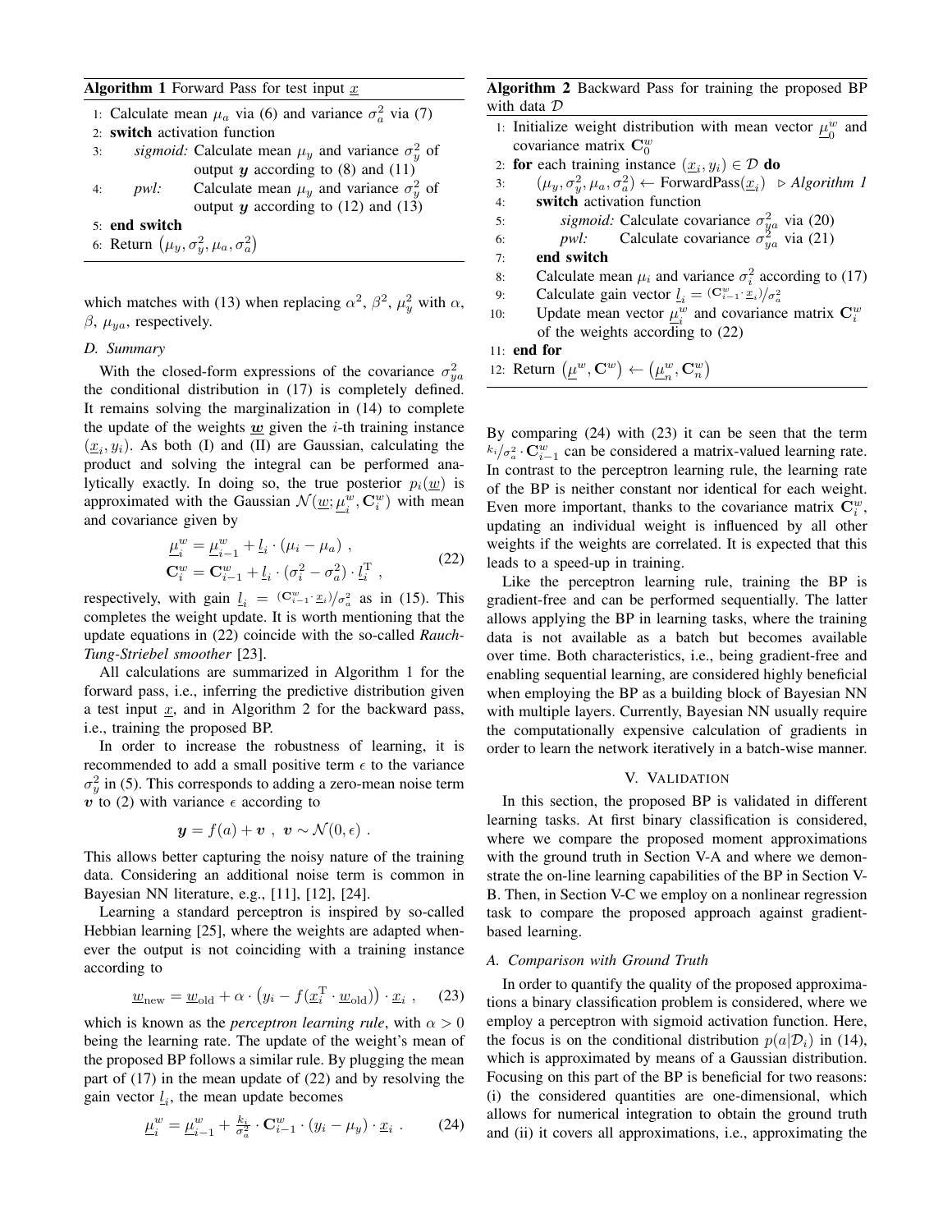**Algorithm 1** Forward Pass for test input $\underline{x}$

1: Calculate mean $\mu_a$ via (6) and variance $\sigma_a^2$ via (7)
2: **switch** activation function
3: *sigmoid:* Calculate mean $\mu_y$ and variance $\sigma_y^2$ of output $\boldsymbol{y}$ according to (8) and (11)
4: *pwl:* Calculate mean $\mu_y$ and variance $\sigma_y^2$ of output $\boldsymbol{y}$ according to (12) and (13)
5: **end switch**
6: Return $\left(\mu_y, \sigma_y^2, \mu_a, \sigma_a^2\right)$

which matches with (13) when replacing $\alpha^2$, $\beta^2$, $\mu_y^2$ with $\alpha$, $\beta$, $\mu_{ya}$, respectively.

### D. Summary

With the closed-form expressions of the covariance $\sigma_{ya}^2$ the conditional distribution in (17) is completely defined. It remains solving the marginalization in (14) to complete the update of the weights $\underline{\boldsymbol{w}}$ given the $i$-th training instance $(\underline{x}_i, y_i)$. As both (I) and (II) are Gaussian, calculating the product and solving the integral can be performed analytically exactly. In doing so, the true posterior $p_i(\underline{w})$ is approximated with the Gaussian $\mathcal{N}(\underline{w}; \underline{\mu}_i^w, \mathbf{C}_i^w)$ with mean and covariance given by

$$
\begin{aligned}
\underline{\mu}_i^w &= \underline{\mu}_{i-1}^w + \underline{l}_i \cdot (\mu_i - \mu_a) \ , \\
\mathbf{C}_i^w &= \mathbf{C}_{i-1}^w + \underline{l}_i \cdot (\sigma_i^2 - \sigma_a^2) \cdot \underline{l}_i^{\mathrm{T}} \ ,
\end{aligned}
\tag{22}
$$

respectively, with gain $\underline{l}_i = {(\mathbf{C}_{i-1}^w \cdot \underline{x}_i)}/{\sigma_a^2}$ as in (15). This completes the weight update. It is worth mentioning that the update equations in (22) coincide with the so-called *Rauch-Tung-Striebel smoother* [23].

All calculations are summarized in Algorithm 1 for the forward pass, i.e., inferring the predictive distribution given a test input $\underline{x}$, and in Algorithm 2 for the backward pass, i.e., training the proposed BP.

In order to increase the robustness of learning, it is recommended to add a small positive term $\epsilon$ to the variance $\sigma_y^2$ in (5). This corresponds to adding a zero-mean noise term $\boldsymbol{v}$ to (2) with variance $\epsilon$ according to

$$
\boldsymbol{y} = f(a) + \boldsymbol{v} \ , \ \boldsymbol{v} \sim \mathcal{N}(0, \epsilon) \ .
$$

This allows better capturing the noisy nature of the training data. Considering an additional noise term is common in Bayesian NN literature, e.g., [11], [12], [24].

Learning a standard perceptron is inspired by so-called Hebbian learning [25], where the weights are adapted whenever the output is not coinciding with a training instance according to

$$
\underline{w}_{\mathrm{new}} = \underline{w}_{\mathrm{old}} + \alpha \cdot \left(y_i - f(\underline{x}_i^{\mathrm{T}} \cdot \underline{w}_{\mathrm{old}})\right) \cdot \underline{x}_i \ , \tag{23}
$$

which is known as the *perceptron learning rule*, with $\alpha > 0$ being the learning rate. The update of the weight's mean of the proposed BP follows a similar rule. By plugging the mean part of (17) in the mean update of (22) and by resolving the gain vector $\underline{l}_i$, the mean update becomes

$$
\underline{\mu}_i^w = \underline{\mu}_{i-1}^w + \tfrac{k_i}{\sigma_a^2} \cdot \mathbf{C}_{i-1}^w \cdot (y_i - \mu_y) \cdot \underline{x}_i \ . \tag{24}
$$

**Algorithm 2** Backward Pass for training the proposed BP with data $\mathcal{D}$

1: Initialize weight distribution with mean vector $\underline{\mu}_0^w$ and covariance matrix $\mathbf{C}_0^w$
2: **for** each training instance $(\underline{x}_i, y_i) \in \mathcal{D}$ **do**
3: $(\mu_y, \sigma_y^2, \mu_a, \sigma_a^2) \leftarrow \text{ForwardPass}(\underline{x}_i)$ ▷ *Algorithm 1*
4: **switch** activation function
5: *sigmoid:* Calculate covariance $\sigma_{ya}^2$ via (20)
6: *pwl:* Calculate covariance $\sigma_{ya}^2$ via (21)
7: **end switch**
8: Calculate mean $\mu_i$ and variance $\sigma_i^2$ according to (17)
9: Calculate gain vector $\underline{l}_i = {(\mathbf{C}_{i-1}^w \cdot \underline{x}_i)}/{\sigma_a^2}$
10: Update mean vector $\underline{\mu}_i^w$ and covariance matrix $\mathbf{C}_i^w$ of the weights according to (22)
11: **end for**
12: Return $\left(\underline{\mu}^w, \mathbf{C}^w\right) \leftarrow \left(\underline{\mu}_n^w, \mathbf{C}_n^w\right)$

By comparing (24) with (23) it can be seen that the term ${k_i}/{\sigma_a^2} \cdot \mathbf{C}_{i-1}^w$ can be considered a matrix-valued learning rate. In contrast to the perceptron learning rule, the learning rate of the BP is neither constant nor identical for each weight. Even more important, thanks to the covariance matrix $\mathbf{C}_i^w$, updating an individual weight is influenced by all other weights if the weights are correlated. It is expected that this leads to a speed-up in training.

Like the perceptron learning rule, training the BP is gradient-free and can be performed sequentially. The latter allows applying the BP in learning tasks, where the training data is not available as a batch but becomes available over time. Both characteristics, i.e., being gradient-free and enabling sequential learning, are considered highly beneficial when employing the BP as a building block of Bayesian NN with multiple layers. Currently, Bayesian NN usually require the computationally expensive calculation of gradients in order to learn the network iteratively in a batch-wise manner.

## V. Validation

In this section, the proposed BP is validated in different learning tasks. At first binary classification is considered, where we compare the proposed moment approximations with the ground truth in Section V-A and where we demonstrate the on-line learning capabilities of the BP in Section V-B. Then, in Section V-C we employ on a nonlinear regression task to compare the proposed approach against gradient-based learning.

### A. Comparison with Ground Truth

In order to quantify the quality of the proposed approximations a binary classification problem is considered, where we employ a perceptron with sigmoid activation function. Here, the focus is on the conditional distribution $p(a|\mathcal{D}_i)$ in (14), which is approximated by means of a Gaussian distribution. Focusing on this part of the BP is beneficial for two reasons: (i) the considered quantities are one-dimensional, which allows for numerical integration to obtain the ground truth and (ii) it covers all approximations, i.e., approximating the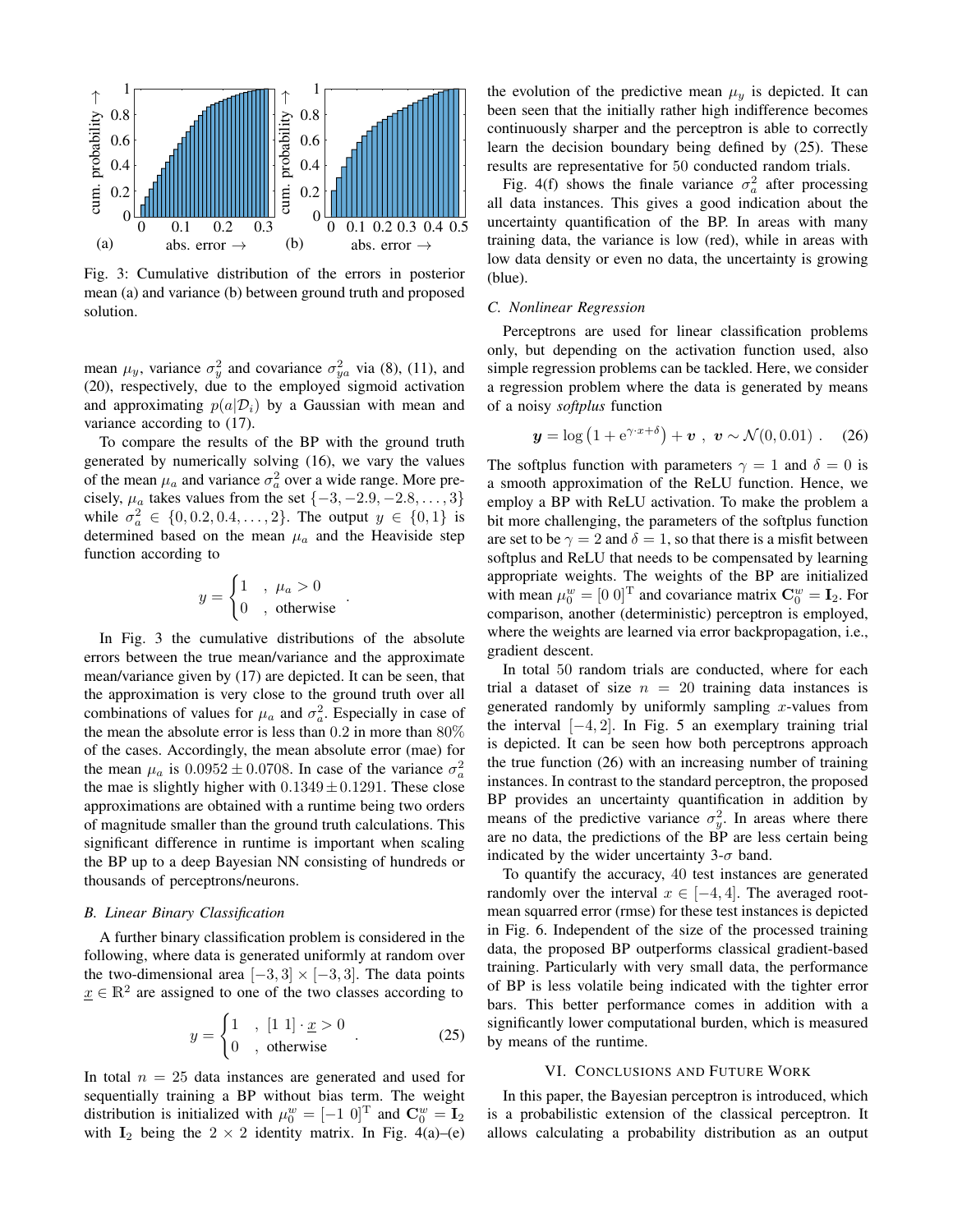Fig. 3: Cumulative distribution of the errors in posterior mean (a) and variance (b) between ground truth and proposed solution.

mean $\mu_y$, variance $\sigma_y^2$ and covariance $\sigma_{ya}^2$ via (8), (11), and (20), respectively, due to the employed sigmoid activation and approximating $p(a|\mathcal{D}_i)$ by a Gaussian with mean and variance according to (17).

To compare the results of the BP with the ground truth generated by numerically solving (16), we vary the values of the mean $\mu_a$ and variance $\sigma_a^2$ over a wide range. More precisely, $\mu_a$ takes values from the set $\{-3, -2.9, -2.8, \ldots, 3\}$ while $\sigma_a^2 \in \{0, 0.2, 0.4, \ldots, 2\}$. The output $y \in \{0, 1\}$ is determined based on the mean $\mu_a$ and the Heaviside step function according to

$$y = \begin{cases} 1 & , \ \mu_a > 0 \\ 0 & , \ \text{otherwise} \end{cases} .$$

In Fig. 3 the cumulative distributions of the absolute errors between the true mean/variance and the approximate mean/variance given by (17) are depicted. It can be seen, that the approximation is very close to the ground truth over all combinations of values for $\mu_a$ and $\sigma_a^2$. Especially in case of the mean the absolute error is less than 0.2 in more than 80% of the cases. Accordingly, the mean absolute error (mae) for the mean $\mu_a$ is $0.0952 \pm 0.0708$. In case of the variance $\sigma_a^2$ the mae is slightly higher with $0.1349 \pm 0.1291$. These close approximations are obtained with a runtime being two orders of magnitude smaller than the ground truth calculations. This significant difference in runtime is important when scaling the BP up to a deep Bayesian NN consisting of hundreds or thousands of perceptrons/neurons.

### B. Linear Binary Classification

A further binary classification problem is considered in the following, where data is generated uniformly at random over the two-dimensional area $[-3, 3] \times [-3, 3]$. The data points $\underline{x} \in \mathbb{R}^2$ are assigned to one of the two classes according to

$$y = \begin{cases} 1 & , \ [1\ 1] \cdot \underline{x} > 0 \\ 0 & , \ \text{otherwise} \end{cases} . \tag{25}$$

In total $n = 25$ data instances are generated and used for sequentially training a BP without bias term. The weight distribution is initialized with $\mu_0^w = [-1\ 0]^\mathrm{T}$ and $\mathbf{C}_0^w = \mathbf{I}_2$ with $\mathbf{I}_2$ being the $2 \times 2$ identity matrix. In Fig. 4(a)–(e) the evolution of the predictive mean $\mu_y$ is depicted. It can been seen that the initially rather high indifference becomes continuously sharper and the perceptron is able to correctly learn the decision boundary being defined by (25). These results are representative for 50 conducted random trials.

Fig. 4(f) shows the finale variance $\sigma_a^2$ after processing all data instances. This gives a good indication about the uncertainty quantification of the BP. In areas with many training data, the variance is low (red), while in areas with low data density or even no data, the uncertainty is growing (blue).

### C. Nonlinear Regression

Perceptrons are used for linear classification problems only, but depending on the activation function used, also simple regression problems can be tackled. Here, we consider a regression problem where the data is generated by means of a noisy *softplus* function

$$\boldsymbol{y} = \log\left(1 + \mathrm{e}^{\gamma \cdot x + \delta}\right) + \boldsymbol{v} \ , \ \boldsymbol{v} \sim \mathcal{N}(0, 0.01) \ . \tag{26}$$

The softplus function with parameters $\gamma = 1$ and $\delta = 0$ is a smooth approximation of the ReLU function. Hence, we employ a BP with ReLU activation. To make the problem a bit more challenging, the parameters of the softplus function are set to be $\gamma = 2$ and $\delta = 1$, so that there is a misfit between softplus and ReLU that needs to be compensated by learning appropriate weights. The weights of the BP are initialized with mean $\mu_0^w = [0\ 0]^\mathrm{T}$ and covariance matrix $\mathbf{C}_0^w = \mathbf{I}_2$. For comparison, another (deterministic) perceptron is employed, where the weights are learned via error backpropagation, i.e., gradient descent.

In total 50 random trials are conducted, where for each trial a dataset of size $n = 20$ training data instances is generated randomly by uniformly sampling $x$-values from the interval $[-4, 2]$. In Fig. 5 an exemplary training trial is depicted. It can be seen how both perceptrons approach the true function (26) with an increasing number of training instances. In contrast to the standard perceptron, the proposed BP provides an uncertainty quantification in addition by means of the predictive variance $\sigma_y^2$. In areas where there are no data, the predictions of the BP are less certain being indicated by the wider uncertainty 3-$\sigma$ band.

To quantify the accuracy, 40 test instances are generated randomly over the interval $x \in [-4, 4]$. The averaged root-mean squarred error (rmse) for these test instances is depicted in Fig. 6. Independent of the size of the processed training data, the proposed BP outperforms classical gradient-based training. Particularly with very small data, the performance of BP is less volatile being indicated with the tighter error bars. This better performance comes in addition with a significantly lower computational burden, which is measured by means of the runtime.

## VI. Conclusions and Future Work

In this paper, the Bayesian perceptron is introduced, which is a probabilistic extension of the classical perceptron. It allows calculating a probability distribution as an output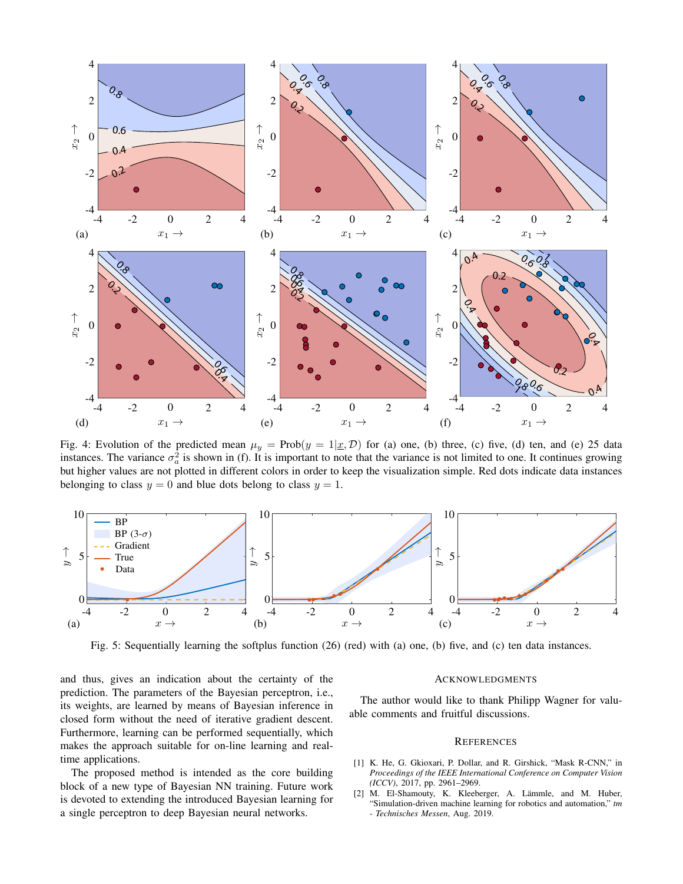Fig. 4: Evolution of the predicted mean $\mu_y = \text{Prob}(y = 1|\underline{x}, \mathcal{D})$ for (a) one, (b) three, (c) five, (d) ten, and (e) 25 data instances. The variance $\sigma_a^2$ is shown in (f). It is important to note that the variance is not limited to one. It continues growing but higher values are not plotted in different colors in order to keep the visualization simple. Red dots indicate data instances belonging to class $y = 0$ and blue dots belong to class $y = 1$.

Fig. 5: Sequentially learning the softplus function (26) (red) with (a) one, (b) five, and (c) ten data instances.

and thus, gives an indication about the certainty of the prediction. The parameters of the Bayesian perceptron, i.e., its weights, are learned by means of Bayesian inference in closed form without the need of iterative gradient descent. Furthermore, learning can be performed sequentially, which makes the approach suitable for on-line learning and real-time applications.

The proposed method is intended as the core building block of a new type of Bayesian NN training. Future work is devoted to extending the introduced Bayesian learning for a single perceptron to deep Bayesian neural networks.

## Acknowledgments

The author would like to thank Philipp Wagner for valuable comments and fruitful discussions.

## References

[1] K. He, G. Gkioxari, P. Dollar, and R. Girshick, "Mask R-CNN," in *Proceedings of the IEEE International Conference on Computer Vision (ICCV)*, 2017, pp. 2961–2969.

[2] M. El-Shamouty, K. Kleeberger, A. Lämmle, and M. Huber, "Simulation-driven machine learning for robotics and automation," *tm - Technisches Messen*, Aug. 2019.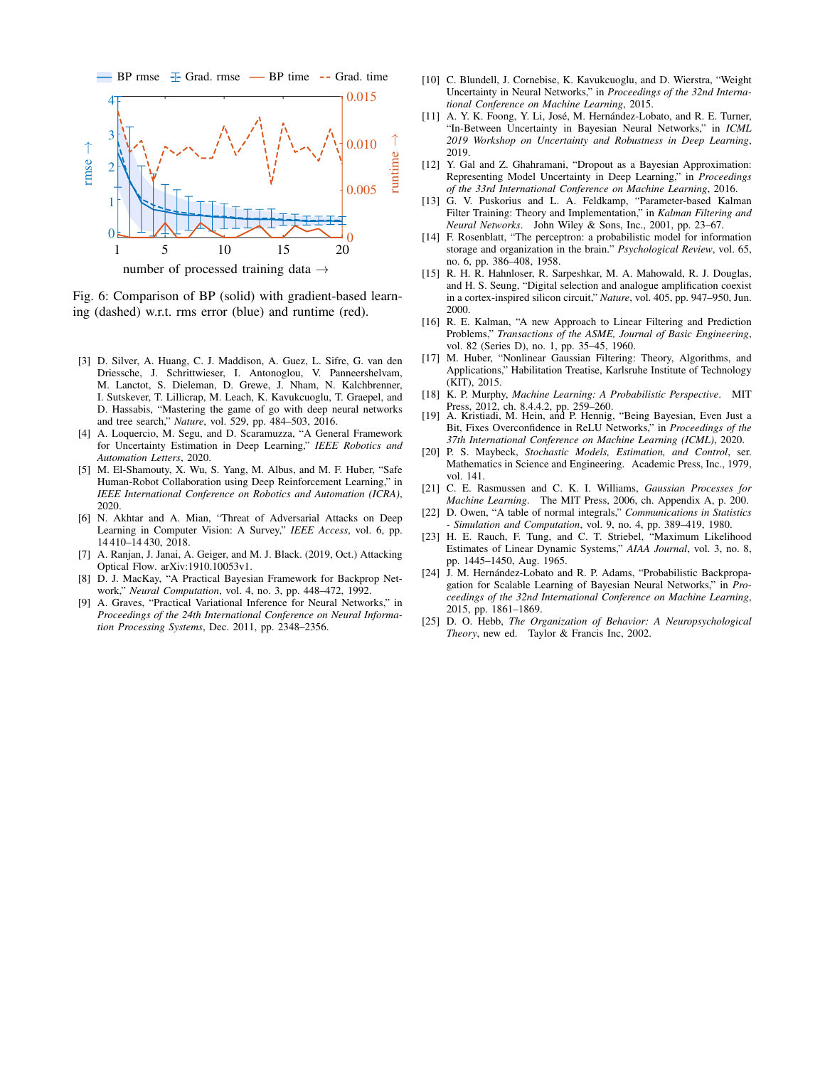BP rmse
Grad. rmse
BP time
Grad. time

rmse →
runtime →

4
3
2
1
0

0.015
0.010
0.005
0

1
5
10
15
20

number of processed training data →

Fig. 6: Comparison of BP (solid) with gradient-based learning (dashed) w.r.t. rms error (blue) and runtime (red).

[3] D. Silver, A. Huang, C. J. Maddison, A. Guez, L. Sifre, G. van den Driessche, J. Schrittwieser, I. Antonoglou, V. Panneershelvam, M. Lanctot, S. Dieleman, D. Grewe, J. Nham, N. Kalchbrenner, I. Sutskever, T. Lillicrap, M. Leach, K. Kavukcuoglu, T. Graepel, and D. Hassabis, "Mastering the game of go with deep neural networks and tree search," *Nature*, vol. 529, pp. 484–503, 2016.

[4] A. Loquercio, M. Segu, and D. Scaramuzza, "A General Framework for Uncertainty Estimation in Deep Learning," *IEEE Robotics and Automation Letters*, 2020.

[5] M. El-Shamouty, X. Wu, S. Yang, M. Albus, and M. F. Huber, "Safe Human-Robot Collaboration using Deep Reinforcement Learning," in *IEEE International Conference on Robotics and Automation (ICRA)*, 2020.

[6] N. Akhtar and A. Mian, "Threat of Adversarial Attacks on Deep Learning in Computer Vision: A Survey," *IEEE Access*, vol. 6, pp. 14 410–14 430, 2018.

[7] A. Ranjan, J. Janai, A. Geiger, and M. J. Black. (2019, Oct.) Attacking Optical Flow. arXiv:1910.10053v1.

[8] D. J. MacKay, "A Practical Bayesian Framework for Backprop Network," *Neural Computation*, vol. 4, no. 3, pp. 448–472, 1992.

[9] A. Graves, "Practical Variational Inference for Neural Networks," in *Proceedings of the 24th International Conference on Neural Information Processing Systems*, Dec. 2011, pp. 2348–2356.

[10] C. Blundell, J. Cornebise, K. Kavukcuoglu, and D. Wierstra, "Weight Uncertainty in Neural Networks," in *Proceedings of the 32nd International Conference on Machine Learning*, 2015.

[11] A. Y. K. Foong, Y. Li, José, M. Hernández-Lobato, and R. E. Turner, "In-Between Uncertainty in Bayesian Neural Networks," in *ICML 2019 Workshop on Uncertainty and Robustness in Deep Learning*, 2019.

[12] Y. Gal and Z. Ghahramani, "Dropout as a Bayesian Approximation: Representing Model Uncertainty in Deep Learning," in *Proceedings of the 33rd International Conference on Machine Learning*, 2016.

[13] G. V. Puskorius and L. A. Feldkamp, "Parameter-based Kalman Filter Training: Theory and Implementation," in *Kalman Filtering and Neural Networks*. John Wiley & Sons, Inc., 2001, pp. 23–67.

[14] F. Rosenblatt, "The perceptron: a probabilistic model for information storage and organization in the brain." *Psychological Review*, vol. 65, no. 6, pp. 386–408, 1958.

[15] R. H. R. Hahnloser, R. Sarpeshkar, M. A. Mahowald, R. J. Douglas, and H. S. Seung, "Digital selection and analogue amplification coexist in a cortex-inspired silicon circuit," *Nature*, vol. 405, pp. 947–950, Jun. 2000.

[16] R. E. Kalman, "A new Approach to Linear Filtering and Prediction Problems," *Transactions of the ASME, Journal of Basic Engineering*, vol. 82 (Series D), no. 1, pp. 35–45, 1960.

[17] M. Huber, "Nonlinear Gaussian Filtering: Theory, Algorithms, and Applications," Habilitation Treatise, Karlsruhe Institute of Technology (KIT), 2015.

[18] K. P. Murphy, *Machine Learning: A Probabilistic Perspective*. MIT Press, 2012, ch. 8.4.4.2, pp. 259–260.

[19] A. Kristiadi, M. Hein, and P. Hennig, "Being Bayesian, Even Just a Bit, Fixes Overconfidence in ReLU Networks," in *Proceedings of the 37th International Conference on Machine Learning (ICML)*, 2020.

[20] P. S. Maybeck, *Stochastic Models, Estimation, and Control*, ser. Mathematics in Science and Engineering. Academic Press, Inc., 1979, vol. 141.

[21] C. E. Rasmussen and C. K. I. Williams, *Gaussian Processes for Machine Learning*. The MIT Press, 2006, ch. Appendix A, p. 200.

[22] D. Owen, "A table of normal integrals," *Communications in Statistics - Simulation and Computation*, vol. 9, no. 4, pp. 389–419, 1980.

[23] H. E. Rauch, F. Tung, and C. T. Striebel, "Maximum Likelihood Estimates of Linear Dynamic Systems," *AIAA Journal*, vol. 3, no. 8, pp. 1445–1450, Aug. 1965.

[24] J. M. Hernández-Lobato and R. P. Adams, "Probabilistic Backpropagation for Scalable Learning of Bayesian Neural Networks," in *Proceedings of the 32nd International Conference on Machine Learning*, 2015, pp. 1861–1869.

[25] D. O. Hebb, *The Organization of Behavior: A Neuropsychological Theory*, new ed. Taylor & Francis Inc, 2002.